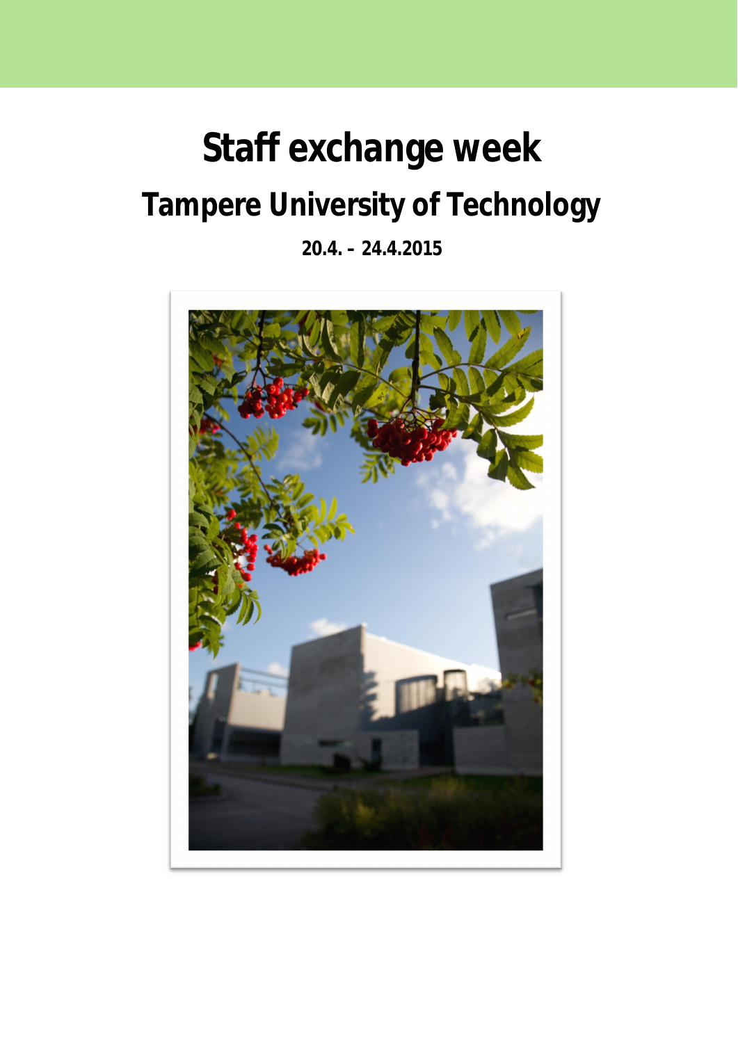# Staff exchange week

## Tampere University of Technology

**20.4. – 24.4.2015**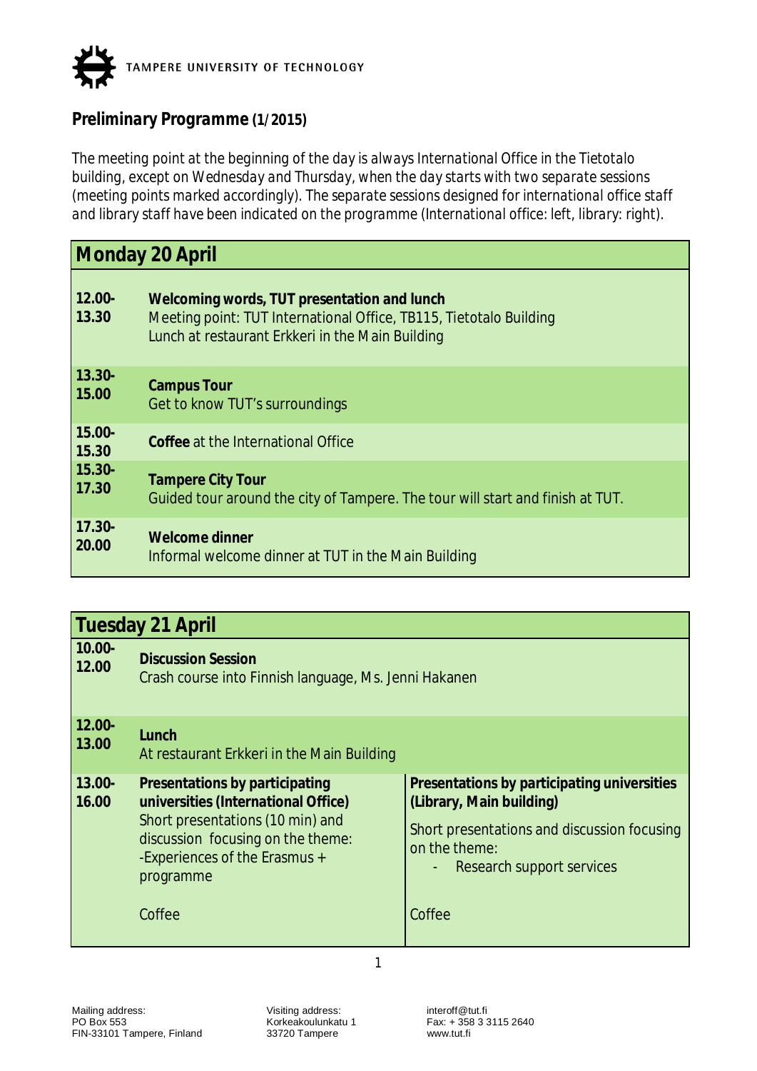TAMPERE UNIVERSITY OF TECHNOLOGY

**Preliminary Programme (1/2015)**

*The meeting point at the beginning of the day is always International Office in the Tietotalo building, except on Wednesday and Thursday, when the day starts with two separate sessions (meeting points marked accordingly). The separate sessions designed for international office staff and library staff have been indicated on the programme (International office: left, library: right).*

| **Monday 20 April** | |
|---|---|
| **12.00-13.30** | **Welcoming words, TUT presentation and lunch**<br>Meeting point: TUT International Office, TB115, Tietotalo Building<br>Lunch at restaurant Erkkeri in the Main Building |
| **13.30-15.00** | **Campus Tour**<br>Get to know TUT's surroundings |
| **15.00-15.30** | **Coffee** at the International Office |
| **15.30-17.30** | **Tampere City Tour**<br>Guided tour around the city of Tampere. The tour will start and finish at TUT. |
| **17.30-20.00** | **Welcome dinner**<br>Informal welcome dinner at TUT in the Main Building |

| **Tuesday 21 April** | | |
|---|---|---|
| **10.00-12.00** | **Discussion Session**<br>Crash course into Finnish language, Ms. Jenni Hakanen | |
| **12.00-13.00** | **Lunch**<br>At restaurant Erkkeri in the Main Building | |
| **13.00-16.00** | **Presentations by participating universities (International Office)**<br>Short presentations (10 min) and discussion focusing on the theme:<br>-Experiences of the Erasmus + programme<br><br>Coffee | **Presentations by participating universities (Library, Main building)**<br>Short presentations and discussion focusing on the theme:<br>- Research support services<br><br>Coffee |

Mailing address:
PO Box 553
FIN-33101 Tampere, Finland

Visiting address:
Korkeakoulunkatu 1
33720 Tampere

interoff@tut.fi
Fax: + 358 3 3115 2640
www.tut.fi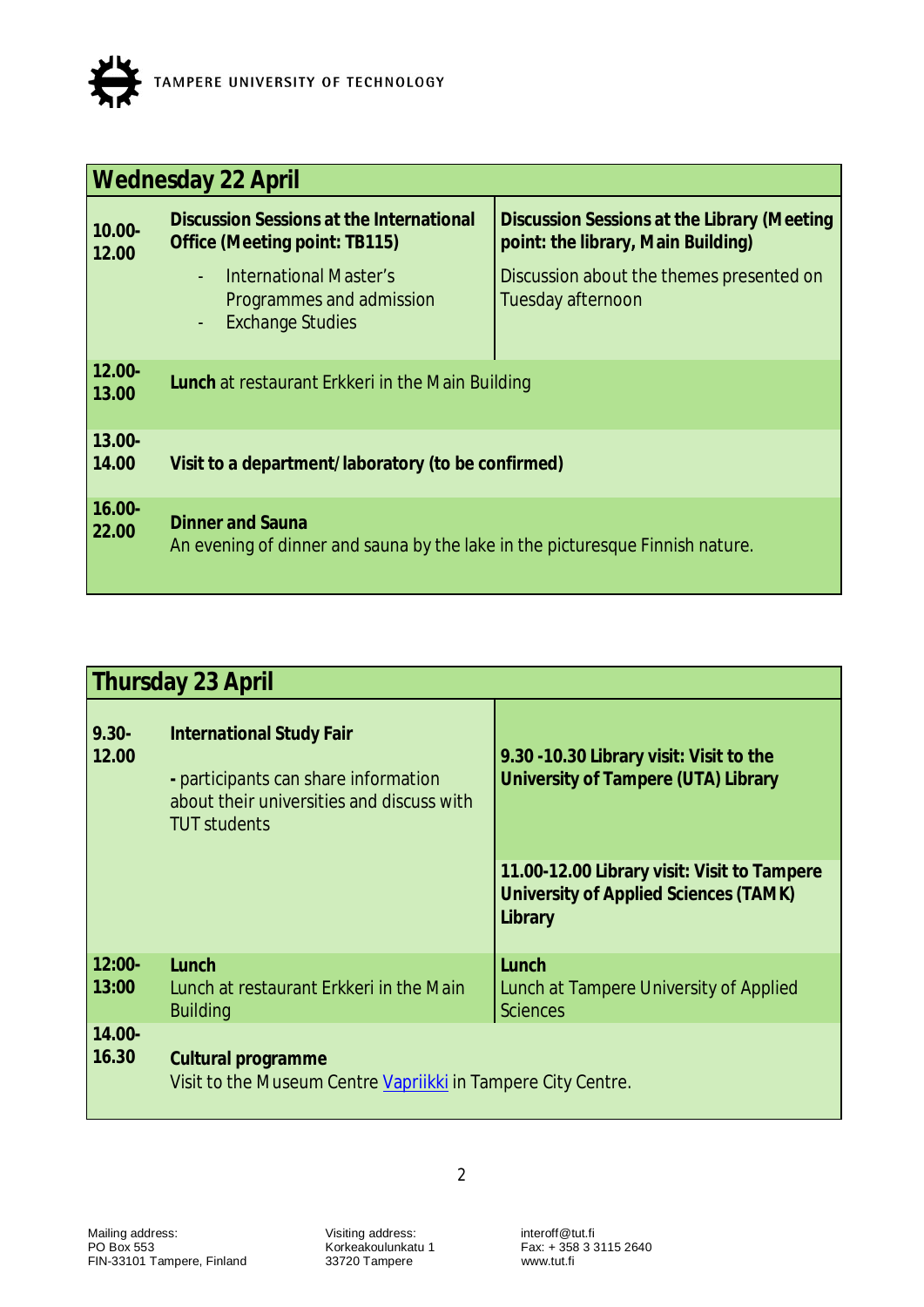TAMPERE UNIVERSITY OF TECHNOLOGY

| Wednesday 22 April | | |
|---|---|---|
| 10.00-12.00 | **Discussion Sessions at the International Office (Meeting point: TB115)**<br>- International Master's Programmes and admission<br>- Exchange Studies | **Discussion Sessions at the Library (Meeting point: the library, Main Building)**<br>Discussion about the themes presented on Tuesday afternoon |
| 12.00-13.00 | **Lunch** at restaurant Erkkeri in the Main Building | |
| 13.00-14.00 | **Visit to a department/laboratory (to be confirmed)** | |
| 16.00-22.00 | **Dinner and Sauna**<br>An evening of dinner and sauna by the lake in the picturesque Finnish nature. | |

| Thursday 23 April | | |
|---|---|---|
| 9.30-12.00 | **International Study Fair**<br>**-** participants can share information about their universities and discuss with TUT students | **9.30 -10.30 Library visit: Visit to the University of Tampere (UTA) Library**<br>**11.00-12.00 Library visit: Visit to Tampere University of Applied Sciences (TAMK) Library** |
| 12:00-13:00 | **Lunch**<br>Lunch at restaurant Erkkeri in the Main Building | **Lunch**<br>Lunch at Tampere University of Applied Sciences |
| 14.00-16.30 | **Cultural programme**<br>Visit to the Museum Centre Vapriikki in Tampere City Centre. | |

Mailing address:
PO Box 553
FIN-33101 Tampere, Finland

Visiting address:
Korkeakoulunkatu 1
33720 Tampere

interoff@tut.fi
Fax: + 358 3 3115 2640
www.tut.fi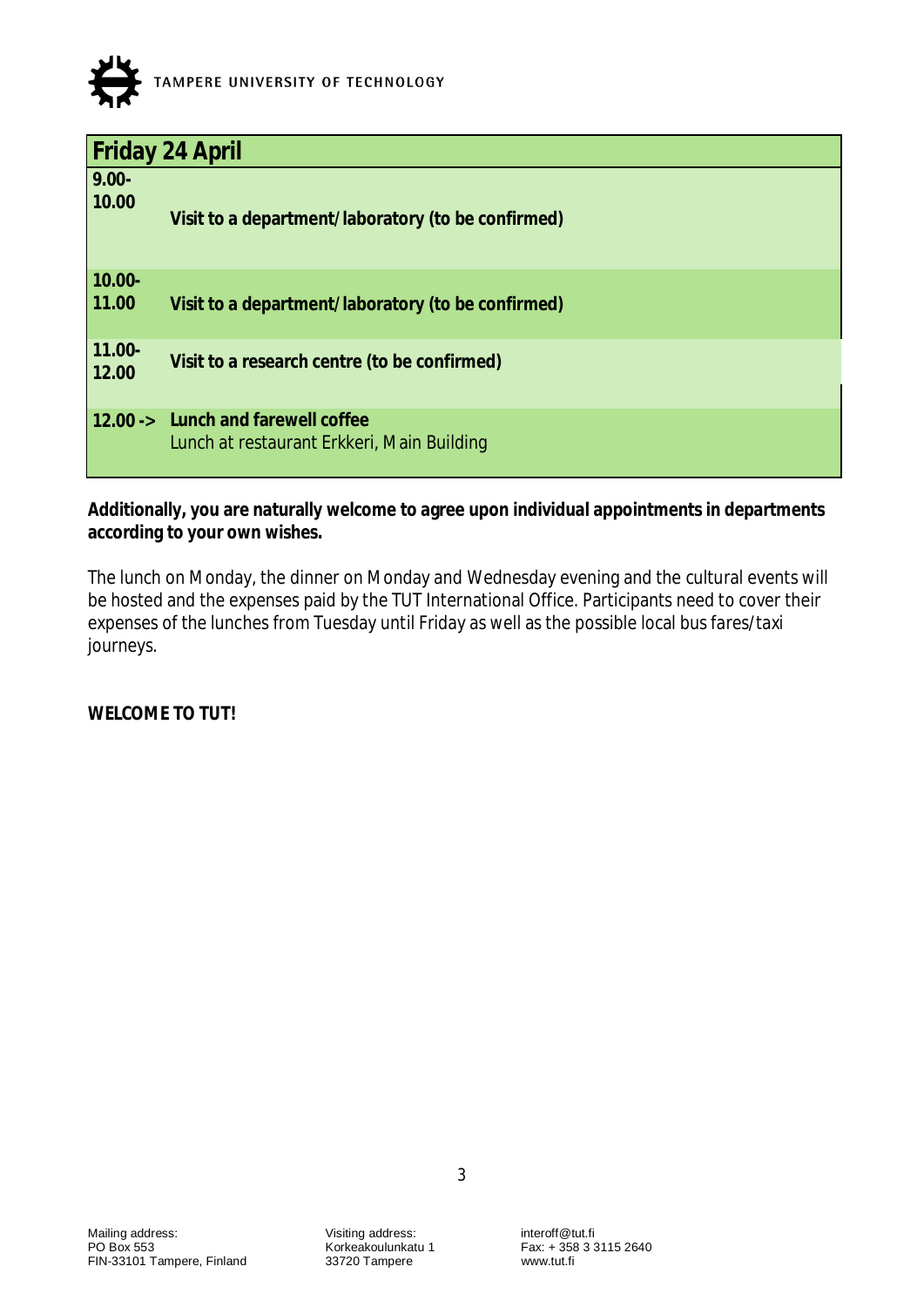| Friday 24 April | |
|---|---|
| **9.00-10.00** | **Visit to a department/laboratory (to be confirmed)** |
| **10.00-11.00** | **Visit to a department/laboratory (to be confirmed)** |
| **11.00-12.00** | **Visit to a research centre (to be confirmed)** |
| **12.00 ->** | **Lunch and farewell coffee**<br>Lunch at restaurant Erkkeri, Main Building |

**Additionally, you are naturally welcome to agree upon individual appointments in departments according to your own wishes.**

The lunch on Monday, the dinner on Monday and Wednesday evening and the cultural events will be hosted and the expenses paid by the TUT International Office. Participants need to cover their expenses of the lunches from Tuesday until Friday as well as the possible local bus fares/taxi journeys.

**WELCOME TO TUT!**